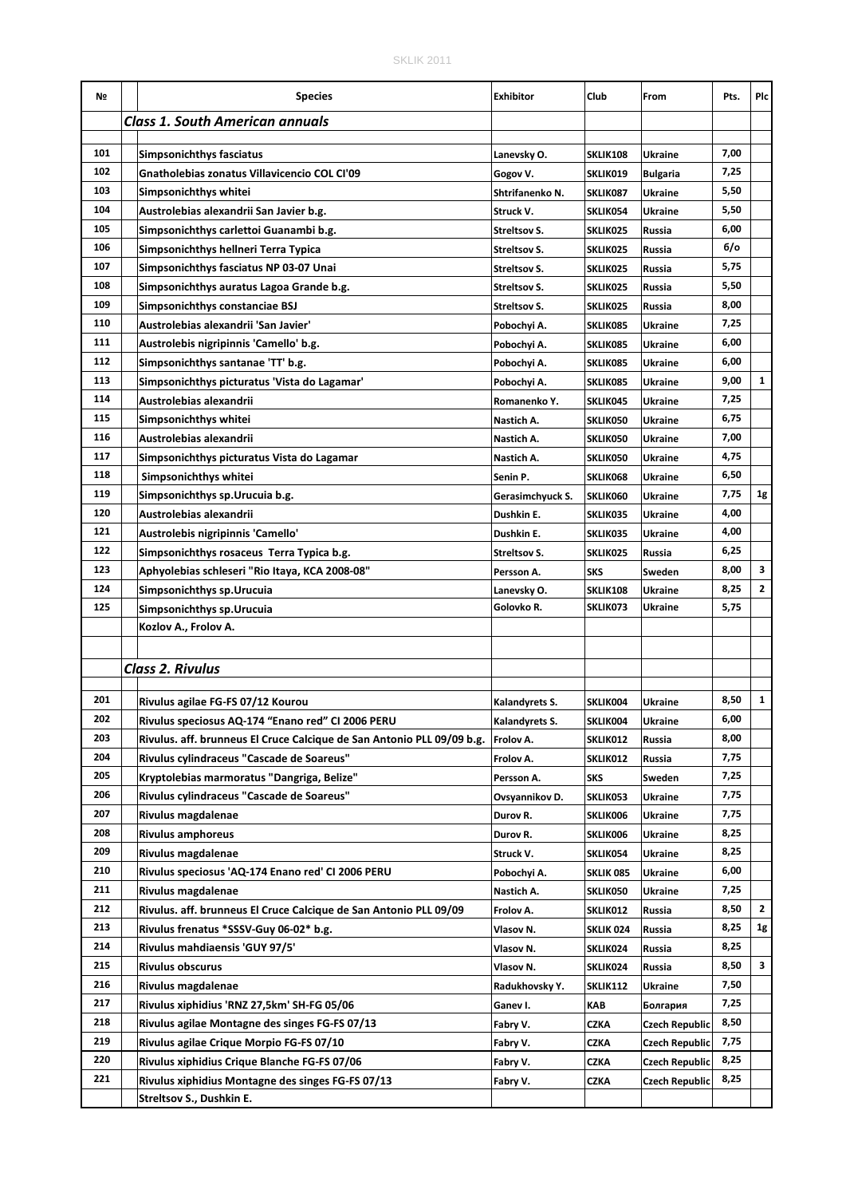| № | | Species | Exhibitor | Club | From | Pts. | Plc |
|---|---|---|---|---|---|---|---|
| | | *Class 1. South American annuals* | | | | | |
| 101 | | Simpsonichthys fasciatus | Lanevsky O. | SKLIK108 | Ukraine | 7,00 | |
| 102 | | Gnatholebias zonatus Villavicencio COL CI'09 | Gogov V. | SKLIK019 | Bulgaria | 7,25 | |
| 103 | | Simpsonichthys whitei | Shtrifanenko N. | SKLIK087 | Ukraine | 5,50 | |
| 104 | | Austrolebias alexandrii San Javier b.g. | Struck V. | SKLIK054 | Ukraine | 5,50 | |
| 105 | | Simpsonichthys carlettoi Guanambi b.g. | Streltsov S. | SKLIK025 | Russia | 6,00 | |
| 106 | | Simpsonichthys hellneri Terra Typica | Streltsov S. | SKLIK025 | Russia | 6/o | |
| 107 | | Simpsonichthys fasciatus NP 03-07 Unai | Streltsov S. | SKLIK025 | Russia | 5,75 | |
| 108 | | Simpsonichthys auratus Lagoa Grande b.g. | Streltsov S. | SKLIK025 | Russia | 5,50 | |
| 109 | | Simpsonichthys constanciae BSJ | Streltsov S. | SKLIK025 | Russia | 8,00 | |
| 110 | | Austrolebias alexandrii 'San Javier' | Pobochyi A. | SKLIK085 | Ukraine | 7,25 | |
| 111 | | Austrolebis nigripinnis 'Camello' b.g. | Pobochyi A. | SKLIK085 | Ukraine | 6,00 | |
| 112 | | Simpsonichthys santanae 'TT' b.g. | Pobochyi A. | SKLIK085 | Ukraine | 6,00 | |
| 113 | | Simpsonichthys picturatus 'Vista do Lagamar' | Pobochyi A. | SKLIK085 | Ukraine | 9,00 | 1 |
| 114 | | Austrolebias alexandrii | Romanenko Y. | SKLIK045 | Ukraine | 7,25 | |
| 115 | | Simpsonichthys whitei | Nastich A. | SKLIK050 | Ukraine | 6,75 | |
| 116 | | Austrolebias alexandrii | Nastich A. | SKLIK050 | Ukraine | 7,00 | |
| 117 | | Simpsonichthys picturatus Vista do Lagamar | Nastich A. | SKLIK050 | Ukraine | 4,75 | |
| 118 | | Simpsonichthys whitei | Senin P. | SKLIK068 | Ukraine | 6,50 | |
| 119 | | Simpsonichthys sp.Urucuia b.g. | Gerasimchyuck S. | SKLIK060 | Ukraine | 7,75 | 1g |
| 120 | | Austrolebias alexandrii | Dushkin E. | SKLIK035 | Ukraine | 4,00 | |
| 121 | | Austrolebis nigripinnis 'Camello' | Dushkin E. | SKLIK035 | Ukraine | 4,00 | |
| 122 | | Simpsonichthys rosaceus Terra Typica b.g. | Streltsov S. | SKLIK025 | Russia | 6,25 | |
| 123 | | Aphyolebias schleseri "Rio Itaya, KCA 2008-08" | Persson A. | SKS | Sweden | 8,00 | 3 |
| 124 | | Simpsonichthys sp.Urucuia | Lanevsky O. | SKLIK108 | Ukraine | 8,25 | 2 |
| 125 | | Simpsonichthys sp.Urucuia | Golovko R. | SKLIK073 | Ukraine | 5,75 | |
| | | Kozlov A., Frolov A. | | | | | |
| | | | | | | | |
| | | *Class 2. Rivulus* | | | | | |
| 201 | | Rivulus agilae FG-FS 07/12 Kourou | Kalandyrets S. | SKLIK004 | Ukraine | 8,50 | 1 |
| 202 | | Rivulus speciosus AQ-174 "Enano red" CI 2006 PERU | Kalandyrets S. | SKLIK004 | Ukraine | 6,00 | |
| 203 | | Rivulus. aff. brunneus El Cruce Calcique de San Antonio PLL 09/09 b.g. | Frolov A. | SKLIK012 | Russia | 8,00 | |
| 204 | | Rivulus. cylindraceus "Cascade de Soareus" | Frolov A. | SKLIK012 | Russia | 7,75 | |
| 205 | | Kryptolebias marmoratus "Dangriga, Belize" | Persson A. | SKS | Sweden | 7,25 | |
| 206 | | Rivulus cylindraceus "Cascade de Soareus" | Ovsyannikov D. | SKLIK053 | Ukraine | 7,75 | |
| 207 | | Rivulus magdalenae | Durov R. | SKLIK006 | Ukraine | 7,75 | |
| 208 | | Rivulus amphoreus | Durov R. | SKLIK006 | Ukraine | 8,25 | |
| 209 | | Rivulus magdalenae | Struck V. | SKLIK054 | Ukraine | 8,25 | |
| 210 | | Rivulus speciosus 'AQ-174 Enano red' CI 2006 PERU | Pobochyi A. | SKLIK 085 | Ukraine | 6,00 | |
| 211 | | Rivulus magdalenae | Nastich A. | SKLIK050 | Ukraine | 7,25 | |
| 212 | | Rivulus. aff. brunneus El Cruce Calcique de San Antonio PLL 09/09 | Frolov A. | SKLIK012 | Russia | 8,50 | 2 |
| 213 | | Rivulus frenatus *SSSV-Guy 06-02* b.g. | Vlasov N. | SKLIK 024 | Russia | 8,25 | 1g |
| 214 | | Rivulus mahdiaensis 'GUY 97/5' | Vlasov N. | SKLIK024 | Russia | 8,25 | |
| 215 | | Rivulus obscurus | Vlasov N. | SKLIK024 | Russia | 8,50 | 3 |
| 216 | | Rivulus magdalenae | Radukhovsky Y. | SKLIK112 | Ukraine | 7,50 | |
| 217 | | Rivulus xiphidius 'RNZ 27,5km' SH-FG 05/06 | Ganev I. | KAB | Болгария | 7,25 | |
| 218 | | Rivulus agilae Montagne des singes FG-FS 07/13 | Fabry V. | CZKA | Czech Republic | 8,50 | |
| 219 | | Rivulus agilae Crique Morpio FG-FS 07/10 | Fabry V. | CZKA | Czech Republic | 7,75 | |
| 220 | | Rivulus xiphidius Crique Blanche FG-FS 07/06 | Fabry V. | CZKA | Czech Republic | 8,25 | |
| 221 | | Rivulus xiphidius Montagne des singes FG-FS 07/13 | Fabry V. | CZKA | Czech Republic | 8,25 | |
| | | Streltsov S., Dushkin E. | | | | | |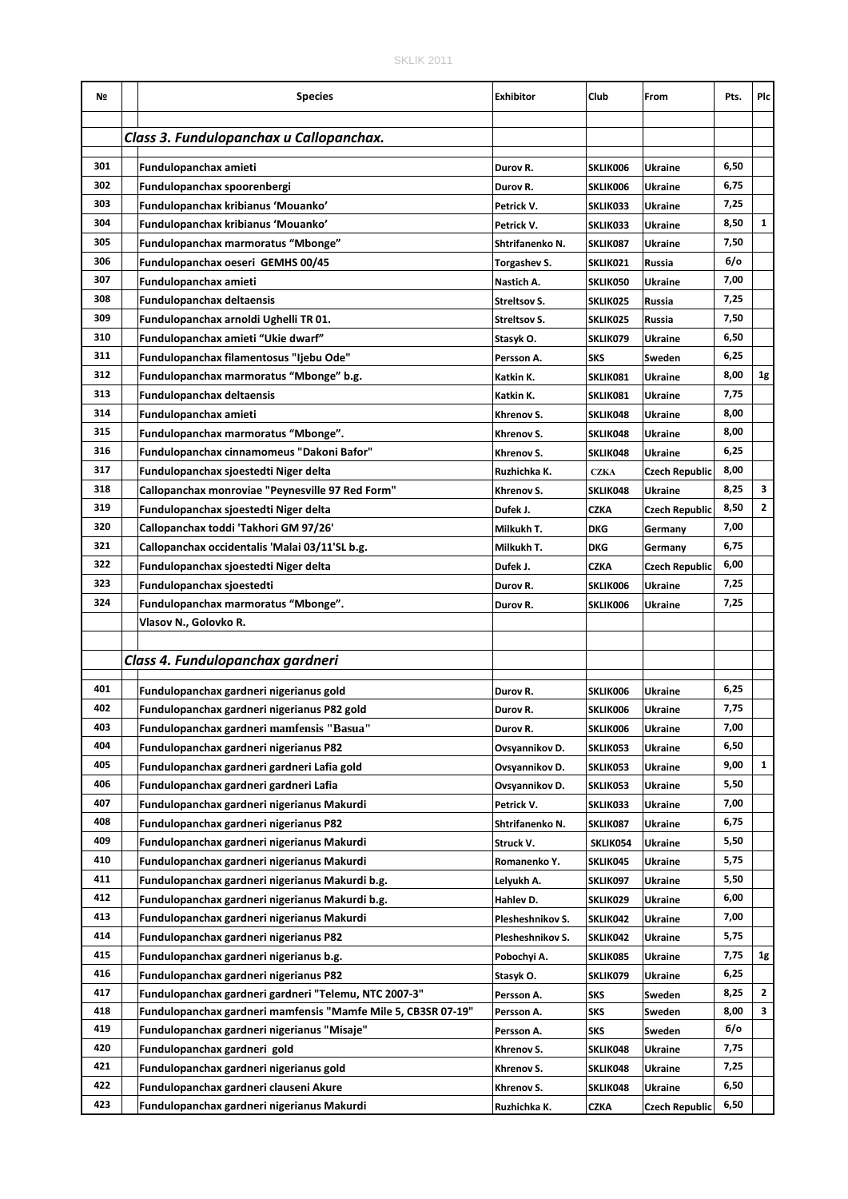| № | | Species | Exhibitor | Club | From | Pts. | Plc |
|---|---|---|---|---|---|---|---|
| | | | | | | | |
| | | *Class 3. Fundulopanchax и Callopanchax.* | | | | | |
| 301 | | Fundulopanchax amieti | Durov R. | SKLIK006 | Ukraine | 6,50 | |
| 302 | | Fundulopanchax spoorenbergi | Durov R. | SKLIK006 | Ukraine | 6,75 | |
| 303 | | Fundulopanchax kribianus 'Mouanko' | Petrick V. | SKLIK033 | Ukraine | 7,25 | |
| 304 | | Fundulopanchax kribianus 'Mouanko' | Petrick V. | SKLIK033 | Ukraine | 8,50 | 1 |
| 305 | | Fundulopanchax marmoratus "Mbonge" | Shtrifanenko N. | SKLIK087 | Ukraine | 7,50 | |
| 306 | | Fundulopanchax oeseri GEMHS 00/45 | Torgashev S. | SKLIK021 | Russia | 6/o | |
| 307 | | Fundulopanchax amieti | Nastich A. | SKLIK050 | Ukraine | 7,00 | |
| 308 | | Fundulopanchax deltaensis | Streltsov S. | SKLIK025 | Russia | 7,25 | |
| 309 | | Fundulopanchax arnoldi Ughelli TR 01. | Streltsov S. | SKLIK025 | Russia | 7,50 | |
| 310 | | Fundulopanchax amieti "Ukie dwarf" | Stasyk O. | SKLIK079 | Ukraine | 6,50 | |
| 311 | | Fundulopanchax filamentosus "Ijebu Ode" | Persson A. | SKS | Sweden | 6,25 | |
| 312 | | Fundulopanchax marmoratus "Mbonge" b.g. | Katkin K. | SKLIK081 | Ukraine | 8,00 | 1g |
| 313 | | Fundulopanchax deltaensis | Katkin K. | SKLIK081 | Ukraine | 7,75 | |
| 314 | | Fundulopanchax amieti | Khrenov S. | SKLIK048 | Ukraine | 8,00 | |
| 315 | | Fundulopanchax marmoratus "Mbonge". | Khrenov S. | SKLIK048 | Ukraine | 8,00 | |
| 316 | | Fundulopanchax cinnamomeus "Dakoni Bafor" | Khrenov S. | SKLIK048 | Ukraine | 6,25 | |
| 317 | | Fundulopanchax sjoestedti Niger delta | Ruzhichka K. | CZKA | Czech Republic | 8,00 | |
| 318 | | Callopanchax monroviae "Peynesville 97 Red Form" | Khrenov S. | SKLIK048 | Ukraine | 8,25 | 3 |
| 319 | | Fundulopanchax sjoestedti Niger delta | Dufek J. | CZKA | Czech Republic | 8,50 | 2 |
| 320 | | Callopanchax toddi 'Takhori GM 97/26' | Milkukh T. | DKG | Germany | 7,00 | |
| 321 | | Callopanchax occidentalis 'Malai 03/11'SL b.g. | Milkukh T. | DKG | Germany | 6,75 | |
| 322 | | Fundulopanchax sjoestedti Niger delta | Dufek J. | CZKA | Czech Republic | 6,00 | |
| 323 | | Fundulopanchax sjoestedti | Durov R. | SKLIK006 | Ukraine | 7,25 | |
| 324 | | Fundulopanchax marmoratus "Mbonge". | Durov R. | SKLIK006 | Ukraine | 7,25 | |
| | | Vlasov N., Golovko R. | | | | | |
| | | | | | | | |
| | | *Class 4. Fundulopanchax gardneri* | | | | | |
| 401 | | Fundulopanchax gardneri nigerianus gold | Durov R. | SKLIK006 | Ukraine | 6,25 | |
| 402 | | Fundulopanchax gardneri nigerianus P82 gold | Durov R. | SKLIK006 | Ukraine | 7,75 | |
| 403 | | Fundulopanchax gardneri mamfensis "Basua" | Durov R. | SKLIK006 | Ukraine | 7,00 | |
| 404 | | Fundulopanchax gardneri nigerianus P82 | Ovsyannikov D. | SKLIK053 | Ukraine | 6,50 | |
| 405 | | Fundulopanchax gardneri gardneri Lafia gold | Ovsyannikov D. | SKLIK053 | Ukraine | 9,00 | 1 |
| 406 | | Fundulopanchax gardneri gardneri Lafia | Ovsyannikov D. | SKLIK053 | Ukraine | 5,50 | |
| 407 | | Fundulopanchax gardneri nigerianus Makurdi | Petrick V. | SKLIK033 | Ukraine | 7,00 | |
| 408 | | Fundulopanchax gardneri nigerianus P82 | Shtrifanenko N. | SKLIK087 | Ukraine | 6,75 | |
| 409 | | Fundulopanchax gardneri nigerianus Makurdi | Struck V. | SKLIK054 | Ukraine | 5,50 | |
| 410 | | Fundulopanchax gardneri nigerianus Makurdi | Romanenko Y. | SKLIK045 | Ukraine | 5,75 | |
| 411 | | Fundulopanchax gardneri nigerianus Makurdi b.g. | Lelyukh A. | SKLIK097 | Ukraine | 5,50 | |
| 412 | | Fundulopanchax gardneri nigerianus Makurdi b.g. | Hahlev D. | SKLIK029 | Ukraine | 6,00 | |
| 413 | | Fundulopanchax gardneri nigerianus Makurdi | Plesheshnikov S. | SKLIK042 | Ukraine | 7,00 | |
| 414 | | Fundulopanchax gardneri nigerianus P82 | Plesheshnikov S. | SKLIK042 | Ukraine | 5,75 | |
| 415 | | Fundulopanchax gardneri nigerianus b.g. | Pobochyi A. | SKLIK085 | Ukraine | 7,75 | 1g |
| 416 | | Fundulopanchax gardneri nigerianus P82 | Stasyk O. | SKLIK079 | Ukraine | 6,25 | |
| 417 | | Fundulopanchax gardneri gardneri "Telemu, NTC 2007-3" | Persson A. | SKS | Sweden | 8,25 | 2 |
| 418 | | Fundulopanchax gardneri mamfensis "Mamfe Mile 5, CB3SR 07-19" | Persson A. | SKS | Sweden | 8,00 | 3 |
| 419 | | Fundulopanchax gardneri nigerianus "Misaje" | Persson A. | SKS | Sweden | 6/o | |
| 420 | | Fundulopanchax gardneri gold | Khrenov S. | SKLIK048 | Ukraine | 7,75 | |
| 421 | | Fundulopanchax gardneri nigerianus gold | Khrenov S. | SKLIK048 | Ukraine | 7,25 | |
| 422 | | Fundulopanchax gardneri clauseni Akure | Khrenov S. | SKLIK048 | Ukraine | 6,50 | |
| 423 | | Fundulopanchax gardneri nigerianus Makurdi | Ruzhichka K. | CZKA | Czech Republic | 6,50 | |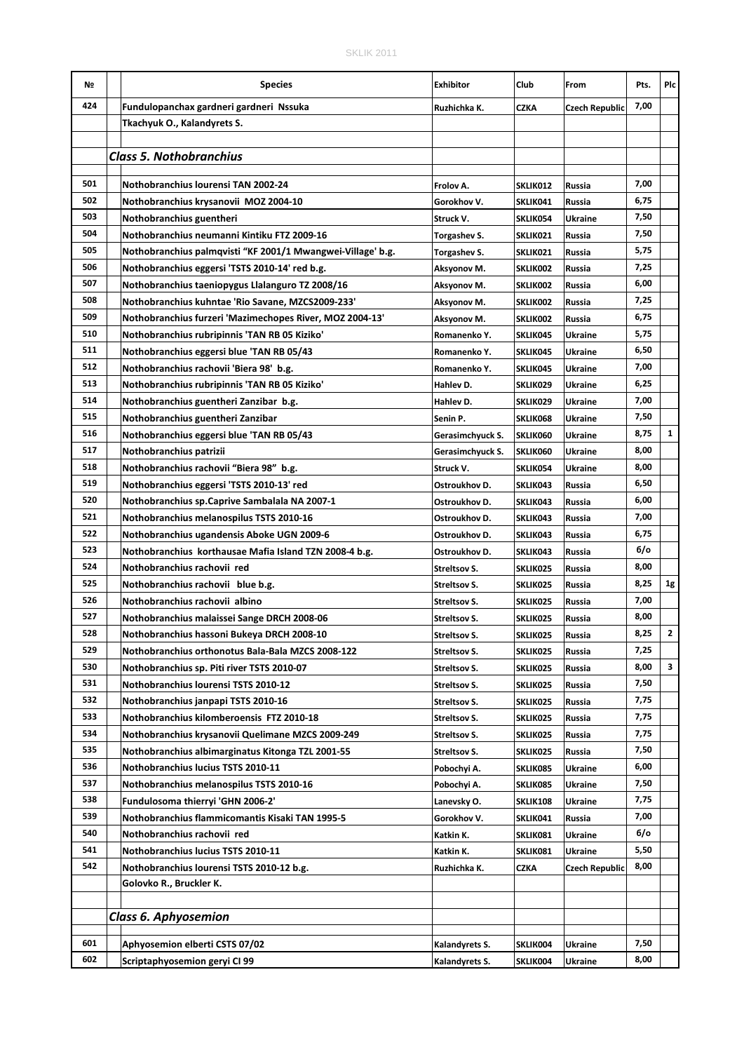| № | | Species | Exhibitor | Club | From | Pts. | Plc |
|---|---|---|---|---|---|---|---|
| 424 | | Fundulopanchax gardneri gardneri Nssuka | Ruzhichka K. | CZKA | Czech Republic | 7,00 | |
| | | Tkachyuk O., Kalandyrets S. | | | | | |
| | | | | | | | |
| | | *Class 5. Nothobranchius* | | | | | |
| | | | | | | | |
| 501 | | Nothobranchius lourensi TAN 2002-24 | Frolov A. | SKLIK012 | Russia | 7,00 | |
| 502 | | Nothobranchius krysanovii MOZ 2004-10 | Gorokhov V. | SKLIK041 | Russia | 6,75 | |
| 503 | | Nothobranchius guentheri | Struck V. | SKLIK054 | Ukraine | 7,50 | |
| 504 | | Nothobranchius neumanni Kintiku FTZ 2009-16 | Torgashev S. | SKLIK021 | Russia | 7,50 | |
| 505 | | Nothobranchius palmqvisti “KF 2001/1 Mwangwei-Village' b.g. | Torgashev S. | SKLIK021 | Russia | 5,75 | |
| 506 | | Nothobranchius eggersi 'TSTS 2010-14' red b.g. | Aksyonov M. | SKLIK002 | Russia | 7,25 | |
| 507 | | Nothobranchius taeniopygus Llalanguro TZ 2008/16 | Aksyonov M. | SKLIK002 | Russia | 6,00 | |
| 508 | | Nothobranchius kuhntae 'Rio Savane, MZCS2009-233' | Aksyonov M. | SKLIK002 | Russia | 7,25 | |
| 509 | | Nothobranchius furzeri 'Mazimechopes River, MOZ 2004-13' | Aksyonov M. | SKLIK002 | Russia | 6,75 | |
| 510 | | Nothobranchius rubripinnis 'TAN RB 05 Kiziko' | Romanenko Y. | SKLIK045 | Ukraine | 5,75 | |
| 511 | | Nothobranchius eggersi blue 'TAN RB 05/43 | Romanenko Y. | SKLIK045 | Ukraine | 6,50 | |
| 512 | | Nothobranchius rachovii 'Biera 98' b.g. | Romanenko Y. | SKLIK045 | Ukraine | 7,00 | |
| 513 | | Nothobranchius rubripinnis 'TAN RB 05 Kiziko' | Hahlev D. | SKLIK029 | Ukraine | 6,25 | |
| 514 | | Nothobranchius guentheri Zanzibar b.g. | Hahlev D. | SKLIK029 | Ukraine | 7,00 | |
| 515 | | Nothobranchius guentheri Zanzibar | Senin P. | SKLIK068 | Ukraine | 7,50 | |
| 516 | | Nothobranchius eggersi blue 'TAN RB 05/43 | Gerasimchyuck S. | SKLIK060 | Ukraine | 8,75 | 1 |
| 517 | | Nothobranchius patrizii | Gerasimchyuck S. | SKLIK060 | Ukraine | 8,00 | |
| 518 | | Nothobranchius rachovii “Biera 98” b.g. | Struck V. | SKLIK054 | Ukraine | 8,00 | |
| 519 | | Nothobranchius eggersi 'TSTS 2010-13' red | Ostroukhov D. | SKLIK043 | Russia | 6,50 | |
| 520 | | Nothobranchius sp.Caprive Sambalala NA 2007-1 | Ostroukhov D. | SKLIK043 | Russia | 6,00 | |
| 521 | | Nothobranchius melanospilus TSTS 2010-16 | Ostroukhov D. | SKLIK043 | Russia | 7,00 | |
| 522 | | Nothobranchius ugandensis Aboke UGN 2009-6 | Ostroukhov D. | SKLIK043 | Russia | 6,75 | |
| 523 | | Nothobranchius korthausae Mafia Island TZN 2008-4 b.g. | Ostroukhov D. | SKLIK043 | Russia | 6/o | |
| 524 | | Nothobranchius rachovii red | Streltsov S. | SKLIK025 | Russia | 8,00 | |
| 525 | | Nothobranchius rachovii blue b.g. | Streltsov S. | SKLIK025 | Russia | 8,25 | 1g |
| 526 | | Nothobranchius rachovii albino | Streltsov S. | SKLIK025 | Russia | 7,00 | |
| 527 | | Nothobranchius malaissei Sange DRCH 2008-06 | Streltsov S. | SKLIK025 | Russia | 8,00 | |
| 528 | | Nothobranchius hassoni Bukeya DRCH 2008-10 | Streltsov S. | SKLIK025 | Russia | 8,25 | 2 |
| 529 | | Nothobranchius orthonotus Bala-Bala MZCS 2008-122 | Streltsov S. | SKLIK025 | Russia | 7,25 | |
| 530 | | Nothobranchius sp. Piti river TSTS 2010-07 | Streltsov S. | SKLIK025 | Russia | 8,00 | 3 |
| 531 | | Nothobranchius lourensi TSTS 2010-12 | Streltsov S. | SKLIK025 | Russia | 7,50 | |
| 532 | | Nothobranchius janpapi TSTS 2010-16 | Streltsov S. | SKLIK025 | Russia | 7,75 | |
| 533 | | Nothobranchius kilomberoensis FTZ 2010-18 | Streltsov S. | SKLIK025 | Russia | 7,75 | |
| 534 | | Nothobranchius krysanovii Quelimane MZCS 2009-249 | Streltsov S. | SKLIK025 | Russia | 7,75 | |
| 535 | | Nothobranchius albimarginatus Kitonga TZL 2001-55 | Streltsov S. | SKLIK025 | Russia | 7,50 | |
| 536 | | Nothobranchius lucius TSTS 2010-11 | Pobochyi A. | SKLIK085 | Ukraine | 6,00 | |
| 537 | | Nothobranchius melanospilus TSTS 2010-16 | Pobochyi A. | SKLIK085 | Ukraine | 7,50 | |
| 538 | | Fundulosoma thierryi 'GHN 2006-2' | Lanevsky O. | SKLIK108 | Ukraine | 7,75 | |
| 539 | | Nothobranchius flammicomantis Kisaki TAN 1995-5 | Gorokhov V. | SKLIK041 | Russia | 7,00 | |
| 540 | | Nothobranchius rachovii red | Katkin K. | SKLIK081 | Ukraine | 6/o | |
| 541 | | Nothobranchius lucius TSTS 2010-11 | Katkin K. | SKLIK081 | Ukraine | 5,50 | |
| 542 | | Nothobranchius lourensi TSTS 2010-12 b.g. | Ruzhichka K. | CZKA | Czech Republic | 8,00 | |
| | | Golovko R., Bruckler K. | | | | | |
| | | | | | | | |
| | | *Class 6. Aphyosemion* | | | | | |
| | | | | | | | |
| 601 | | Aphyosemion elberti CSTS 07/02 | Kalandyrets S. | SKLIK004 | Ukraine | 7,50 | |
| 602 | | Scriptaphyosemion geryi CI 99 | Kalandyrets S. | SKLIK004 | Ukraine | 8,00 | |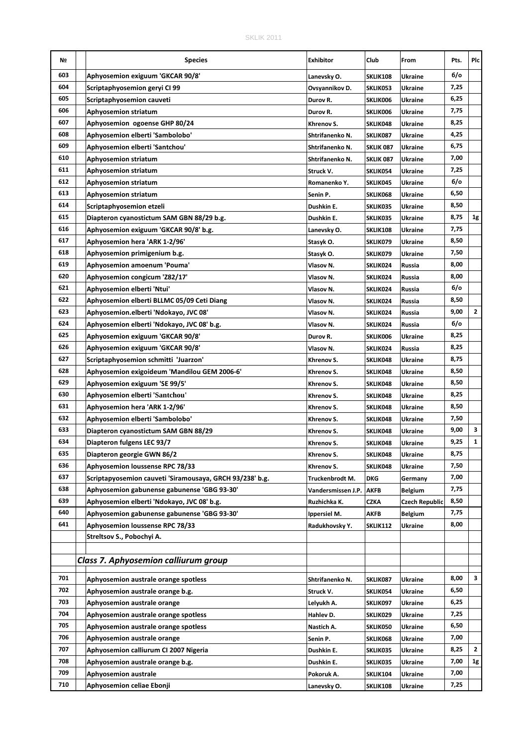| № | | Species | Exhibitor | Club | From | Pts. | Plc |
|---|---|---|---|---|---|---|---|
| 603 | | Aphyosemion exiguum 'GKCAR 90/8' | Lanevsky O. | SKLIK108 | Ukraine | 6/o | |
| 604 | | Scriptaphyosemion geryi CI 99 | Ovsyannikov D. | SKLIK053 | Ukraine | 7,25 | |
| 605 | | Scriptaphyosemion cauveti | Durov R. | SKLIK006 | Ukraine | 6,25 | |
| 606 | | Aphyosemion striatum | Durov R. | SKLIK006 | Ukraine | 7,75 | |
| 607 | | Aphyosemion ogoense GHP 80/24 | Khrenov S. | SKLIK048 | Ukraine | 8,25 | |
| 608 | | Aphyosemion elberti 'Sambolobo' | Shtrifanenko N. | SKLIK087 | Ukraine | 4,25 | |
| 609 | | Aphyosemion elberti 'Santchou' | Shtrifanenko N. | SKLIK 087 | Ukraine | 6,75 | |
| 610 | | Aphyosemion striatum | Shtrifanenko N. | SKLIK 087 | Ukraine | 7,00 | |
| 611 | | Aphyosemion striatum | Struck V. | SKLIK054 | Ukraine | 7,25 | |
| 612 | | Aphyosemion striatum | Romanenko Y. | SKLIK045 | Ukraine | 6/o | |
| 613 | | Aphyosemion striatum | Senin P. | SKLIK068 | Ukraine | 6,50 | |
| 614 | | Scriptaphyosemion etzeli | Dushkin E. | SKLIK035 | Ukraine | 8,50 | |
| 615 | | Diapteron cyanostictum SAM GBN 88/29 b.g. | Dushkin E. | SKLIK035 | Ukraine | 8,75 | 1g |
| 616 | | Aphyosemion exiguum 'GKCAR 90/8' b.g. | Lanevsky O. | SKLIK108 | Ukraine | 7,75 | |
| 617 | | Aphyosemion hera 'ARK 1-2/96' | Stasyk O. | SKLIK079 | Ukraine | 8,50 | |
| 618 | | Aphyosemion primigenium b.g. | Stasyk O. | SKLIK079 | Ukraine | 7,50 | |
| 619 | | Aphyosemion amoenum 'Pouma' | Vlasov N. | SKLIK024 | Russia | 8,00 | |
| 620 | | Aphyosemion congicum 'Z82/17' | Vlasov N. | SKLIK024 | Russia | 8,00 | |
| 621 | | Aphyosemion elberti 'Ntui' | Vlasov N. | SKLIK024 | Russia | 6/o | |
| 622 | | Aphyosemion elberti BLLMC 05/09 Ceti Diang | Vlasov N. | SKLIK024 | Russia | 8,50 | |
| 623 | | Aphyosemion.elberti 'Ndokayo, JVC 08' | Vlasov N. | SKLIK024 | Russia | 9,00 | 2 |
| 624 | | Aphyosemion elberti 'Ndokayo, JVC 08' b.g. | Vlasov N. | SKLIK024 | Russia | 6/o | |
| 625 | | Aphyosemion exiguum 'GKCAR 90/8' | Durov R. | SKLIK006 | Ukraine | 8,25 | |
| 626 | | Aphyosemion exiguum 'GKCAR 90/8' | Vlasov N. | SKLIK024 | Russia | 8,25 | |
| 627 | | Scriptaphyosemion schmitti 'Juarzon' | Khrenov S. | SKLIK048 | Ukraine | 8,75 | |
| 628 | | Aphyosemion exigoideum 'Mandilou GEM 2006-6' | Khrenov S. | SKLIK048 | Ukraine | 8,50 | |
| 629 | | Aphyosemion exiguum 'SE 99/5' | Khrenov S. | SKLIK048 | Ukraine | 8,50 | |
| 630 | | Aphyosemion elberti 'Santchou' | Khrenov S. | SKLIK048 | Ukraine | 8,25 | |
| 631 | | Aphyosemion hera 'ARK 1-2/96' | Khrenov S. | SKLIK048 | Ukraine | 8,50 | |
| 632 | | Aphyosemion elberti 'Sambolobo' | Khrenov S. | SKLIK048 | Ukraine | 7,50 | |
| 633 | | Diapteron cyanostictum SAM GBN 88/29 | Khrenov S. | SKLIK048 | Ukraine | 9,00 | 3 |
| 634 | | Diapteron fulgens LEC 93/7 | Khrenov S. | SKLIK048 | Ukraine | 9,25 | 1 |
| 635 | | Diapteron georgie GWN 86/2 | Khrenov S. | SKLIK048 | Ukraine | 8,75 | |
| 636 | | Aphyosemion loussense RPC 78/33 | Khrenov S. | SKLIK048 | Ukraine | 7,50 | |
| 637 | | Scriptapyosemion cauveti 'Siramousaya, GRCH 93/238' b.g. | Truckenbrodt M. | DKG | Germany | 7,00 | |
| 638 | | Aphyosemion gabunense gabunense 'GBG 93-30' | Vandersmissen J.P. | AKFB | Belgium | 7,75 | |
| 639 | | Aphyosemion elberti 'Ndokayo, JVC 08' b.g. | Ruzhichka K. | CZKA | Czech Republic | 8,50 | |
| 640 | | Aphyosemion gabunense gabunense 'GBG 93-30' | Ippersiel M. | AKFB | Belgium | 7,75 | |
| 641 | | Aphyosemion loussense RPC 78/33 | Radukhovsky Y. | SKLIK112 | Ukraine | 8,00 | |
| | | Streltsov S., Pobochyi A. | | | | | |
| | | | | | | | |
| | | *Class 7. Aphyosemion calliurum group* | | | | | |
| 701 | | Aphyosemion australe orange spotless | Shtrifanenko N. | SKLIK087 | Ukraine | 8,00 | 3 |
| 702 | | Aphyosemion australe orange b.g. | Struck V. | SKLIK054 | Ukraine | 6,50 | |
| 703 | | Aphyosemion australe orange | Lelyukh A. | SKLIK097 | Ukraine | 6,25 | |
| 704 | | Aphyosemion australe orange spotless | Hahlev D. | SKLIK029 | Ukraine | 7,25 | |
| 705 | | Aphyosemion australe orange spotless | Nastich A. | SKLIK050 | Ukraine | 6,50 | |
| 706 | | Aphyosemion australe orange | Senin P. | SKLIK068 | Ukraine | 7,00 | |
| 707 | | Aphyosemion calliurum CI 2007 Nigeria | Dushkin E. | SKLIK035 | Ukraine | 8,25 | 2 |
| 708 | | Aphyosemion australe orange b.g. | Dushkin E. | SKLIK035 | Ukraine | 7,00 | 1g |
| 709 | | Aphyosemion australe | Pokoruk A. | SKLIK104 | Ukraine | 7,00 | |
| 710 | | Aphyosemion celiae Ebonji | Lanevsky O. | SKLIK108 | Ukraine | 7,25 | |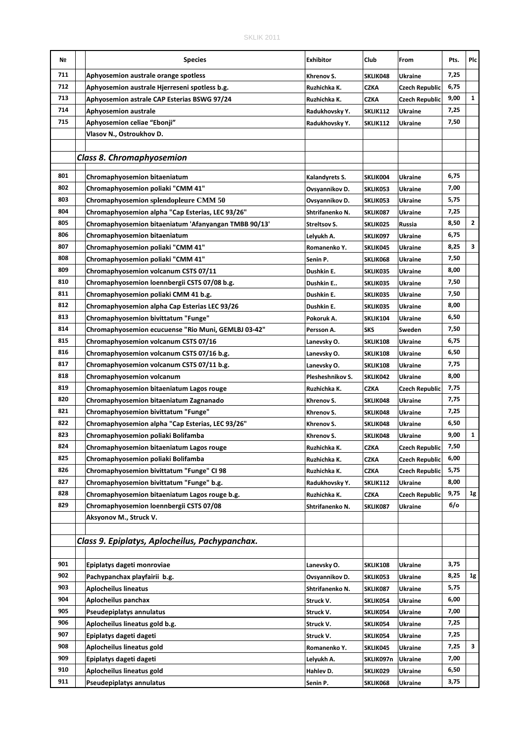| № | | Species | Exhibitor | Club | From | Pts. | Plc |
|---|---|---|---|---|---|---|---|
| 711 | | Aphyosemion australe orange spotless | Khrenov S. | SKLIK048 | Ukraine | 7,25 | |
| 712 | | Aphyosemion australe Hjerreseni spotless b.g. | Ruzhichka K. | CZKA | Czech Republic | 6,75 | |
| 713 | | Aphyosemion astrale CAP Esterias BSWG 97/24 | Ruzhichka K. | CZKA | Czech Republic | 9,00 | 1 |
| 714 | | Aphyosemion australe | Radukhovsky Y. | SKLIK112 | Ukraine | 7,25 | |
| 715 | | Aphyosemion celiae "Ebonji" | Radukhovsky Y. | SKLIK112 | Ukraine | 7,50 | |
| | | Vlasov N., Ostroukhov D. | | | | | |
| | | | | | | | |
| | | ***Class 8. Chromaphyosemion*** | | | | | |
| | | | | | | | |
| 801 | | Chromaphyosemion bitaeniatum | Kalandyrets S. | SKLIK004 | Ukraine | 6,75 | |
| 802 | | Chromaphyosemion poliaki "CMM 41" | Ovsyannikov D. | SKLIK053 | Ukraine | 7,00 | |
| 803 | | Chromaphyosemion splendopleure CMM 50 | Ovsyannikov D. | SKLIK053 | Ukraine | 5,75 | |
| 804 | | Chromaphyosemion alpha "Cap Esterias, LEC 93/26" | Shtrifanenko N. | SKLIK087 | Ukraine | 7,25 | |
| 805 | | Chromaphyosemion bitaeniatum 'Afanyangan TMBB 90/13' | Streltsov S. | SKLIK025 | Russia | 8,50 | 2 |
| 806 | | Chromaphyosemion bitaeniatum | Lelyukh A. | SKLIK097 | Ukraine | 6,75 | |
| 807 | | Chromaphyosemion poliaki "CMM 41" | Romanenko Y. | SKLIK045 | Ukraine | 8,25 | 3 |
| 808 | | Chromaphyosemion poliaki "CMM 41" | Senin P. | SKLIK068 | Ukraine | 7,50 | |
| 809 | | Chromaphyosemion volcanum CSTS 07/11 | Dushkin E. | SKLIK035 | Ukraine | 8,00 | |
| 810 | | Chromaphyosemion loennbergii CSTS 07/08 b.g. | Dushkin E.. | SKLIK035 | Ukraine | 7,50 | |
| 811 | | Chromaphyosemion poliaki CMM 41 b.g. | Dushkin E. | SKLIK035 | Ukraine | 7,50 | |
| 812 | | Chromaphyosemion alpha Cap Esterias LEC 93/26 | Dushkin E. | SKLIK035 | Ukraine | 8,00 | |
| 813 | | Chromaphyosemion bivittatum "Funge" | Pokoruk A. | SKLIK104 | Ukraine | 6,50 | |
| 814 | | Chromaphyosemion ecucuense "Rio Muni, GEMLBJ 03-42" | Persson A. | SKS | Sweden | 7,50 | |
| 815 | | Chromaphyosemion volcanum CSTS 07/16 | Lanevsky O. | SKLIK108 | Ukraine | 6,75 | |
| 816 | | Chromaphyosemion volcanum CSTS 07/16 b.g. | Lanevsky O. | SKLIK108 | Ukraine | 6,50 | |
| 817 | | Chromaphyosemion volcanum CSTS 07/11 b.g. | Lanevsky O. | SKLIK108 | Ukraine | 7,75 | |
| 818 | | Chromaphyosemion volcanum | Plesheshnikov S. | SKLIK042 | Ukraine | 8,00 | |
| 819 | | Chromaphyosemion bitaeniatum Lagos rouge | Ruzhichka K. | CZKA | Czech Republic | 7,75 | |
| 820 | | Chromaphyosemion bitaeniatum Zagnanado | Khrenov S. | SKLIK048 | Ukraine | 7,75 | |
| 821 | | Chromaphyosemion bivittatum "Funge" | Khrenov S. | SKLIK048 | Ukraine | 7,25 | |
| 822 | | Chromaphyosemion alpha "Cap Esterias, LEC 93/26" | Khrenov S. | SKLIK048 | Ukraine | 6,50 | |
| 823 | | Chromaphyosemion poliaki Bolifamba | Khrenov S. | SKLIK048 | Ukraine | 9,00 | 1 |
| 824 | | Chromaphyosemion bitaeniatum Lagos rouge | Ruzhichka K. | CZKA | Czech Republic | 7,50 | |
| 825 | | Chromaphyosemion poliaki Bolifamba | Ruzhichka K. | CZKA | Czech Republic | 6,00 | |
| 826 | | Chromaphyosemion bivittatum "Funge" CI 98 | Ruzhichka K. | CZKA | Czech Republic | 5,75 | |
| 827 | | Chromaphyosemion bivittatum "Funge" b.g. | Radukhovsky Y. | SKLIK112 | Ukraine | 8,00 | |
| 828 | | Chromaphyosemion bitaeniatum Lagos rouge b.g. | Ruzhichka K. | CZKA | Czech Republic | 9,75 | 1g |
| 829 | | Chromaphyosemion loennbergii CSTS 07/08 | Shtrifanenko N. | SKLIK087 | Ukraine | 6/o | |
| | | Aksyonov M., Struck V. | | | | | |
| | | | | | | | |
| | | ***Class 9. Epiplatys, Aplocheilus, Pachypanchax.*** | | | | | |
| | | | | | | | |
| 901 | | Epiplatys dageti monroviae | Lanevsky O. | SKLIK108 | Ukraine | 3,75 | |
| 902 | | Pachypanchax playfairii b.g. | Ovsyannikov D. | SKLIK053 | Ukraine | 8,25 | 1g |
| 903 | | Aplocheilus lineatus | Shtrifanenko N. | SKLIK087 | Ukraine | 5,75 | |
| 904 | | Aplocheilus panchax | Struck V. | SKLIK054 | Ukraine | 6,00 | |
| 905 | | Pseudepiplatys annulatus | Struck V. | SKLIK054 | Ukraine | 7,00 | |
| 906 | | Aplocheilus lineatus gold b.g. | Struck V. | SKLIK054 | Ukraine | 7,25 | |
| 907 | | Epiplatys dageti dageti | Struck V. | SKLIK054 | Ukraine | 7,25 | |
| 908 | | Aplocheilus lineatus gold | Romanenko Y. | SKLIK045 | Ukraine | 7,25 | 3 |
| 909 | | Epiplatys dageti dageti | Lelyukh A. | SKLIK097n | Ukraine | 7,00 | |
| 910 | | Aplocheilus lineatus gold | Hahlev D. | SKLIK029 | Ukraine | 6,50 | |
| 911 | | Pseudepiplatys annulatus | Senin P. | SKLIK068 | Ukraine | 3,75 | |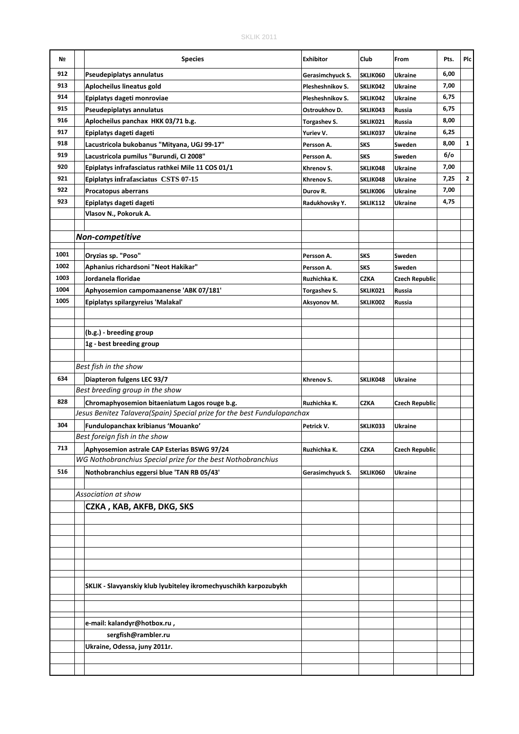| № | | Species | Exhibitor | Club | From | Pts. | Plc |
|---|---|---|---|---|---|---|---|
| 912 | | **Pseudepiplatys annulatus** | Gerasimchyuck S. | SKLIK060 | Ukraine | 6,00 | |
| 913 | | **Aplocheilus lineatus gold** | Plesheshnikov S. | SKLIK042 | Ukraine | 7,00 | |
| 914 | | **Epiplatys dageti monroviae** | Plesheshnikov S. | SKLIK042 | Ukraine | 6,75 | |
| 915 | | **Pseudepiplatys annulatus** | Ostroukhov D. | SKLIK043 | Russia | 6,75 | |
| 916 | | **Aplocheilus panchax HKK 03/71 b.g.** | Torgashev S. | SKLIK021 | Russia | 8,00 | |
| 917 | | **Epiplatys dageti dageti** | Yuriev V. | SKLIK037 | Ukraine | 6,25 | |
| 918 | | **Lacustricola bukobanus "Mityana, UGJ 99-17"** | Persson A. | SKS | Sweden | 8,00 | 1 |
| 919 | | **Lacustricola pumilus "Burundi, CI 2008"** | Persson A. | SKS | Sweden | 6/o | |
| 920 | | **Epiplatys infrafasciatus rathkei Mile 11 COS 01/1** | Khrenov S. | SKLIK048 | Ukraine | 7,00 | |
| 921 | | **Epiplatys infrafasciatus CSTS 07-15** | Khrenov S. | SKLIK048 | Ukraine | 7,25 | 2 |
| 922 | | **Procatopus aberrans** | Durov R. | SKLIK006 | Ukraine | 7,00 | |
| 923 | | **Epiplatys dageti dageti** | Radukhovsky Y. | SKLIK112 | Ukraine | 4,75 | |
| | | **Vlasov N., Pokoruk A.** | | | | | |
| | | | | | | | |
| | | ***Non-competitive*** | | | | | |
| 1001 | | **Oryzias sp. "Poso"** | Persson A. | SKS | Sweden | | |
| 1002 | | **Aphanius richardsoni "Neot Hakikar"** | Persson A. | SKS | Sweden | | |
| 1003 | | **Jordanela floridae** | Ruzhichka K. | CZKA | Czech Republic | | |
| 1004 | | **Aphyosemion campomaanense 'ABK 07/181'** | Torgashev S. | SKLIK021 | Russia | | |
| 1005 | | **Epiplatys spilargyreius 'Malakal'** | Aksyonov M. | SKLIK002 | Russia | | |
| | | | | | | | |
| | | **(b.g.) - breeding group** | | | | | |
| | | **1g - best breeding group** | | | | | |
| | | | | | | | |
| | | *Best fish in the show* | | | | | |
| 634 | | **Diapteron fulgens LEC 93/7** | Khrenov S. | SKLIK048 | Ukraine | | |
| | | *Best breeding group in the show* | | | | | |
| 828 | | **Chromaphyosemion bitaeniatum Lagos rouge b.g.** | Ruzhichka K. | CZKA | Czech Republic | | |
| | | *Jesus Benitez Talavera(Spain) Special prize for the best Fundulopanchax* | | | | | |
| 304 | | **Fundulopanchax kribianus 'Mouanko'** | Petrick V. | SKLIK033 | Ukraine | | |
| | | *Best foreign fish in the show* | | | | | |
| 713 | | **Aphyosemion astrale CAP Esterias BSWG 97/24** | Ruzhichka K. | CZKA | Czech Republic | | |
| | | *WG Nothobranchius Special prize for the best Nothobranchius* | | | | | |
| 516 | | **Nothobranchius eggersi blue 'TAN RB 05/43'** | Gerasimchyuck S. | SKLIK060 | Ukraine | | |
| | | | | | | | |
| | | *Association at show* | | | | | |
| | | **CZKA , KAB, AKFB, DKG, SKS** | | | | | |
| | | | | | | | |
| | | **SKLIK - Slavyanskiy klub lyubiteley ikromechyuschikh karpozubykh** | | | | | |
| | | | | | | | |
| | | **e-mail: kalandyr@hotbox.ru ,** | | | | | |
| | | **sergfish@rambler.ru** | | | | | |
| | | **Ukraine, Odessa, juny 2011r.** | | | | | |